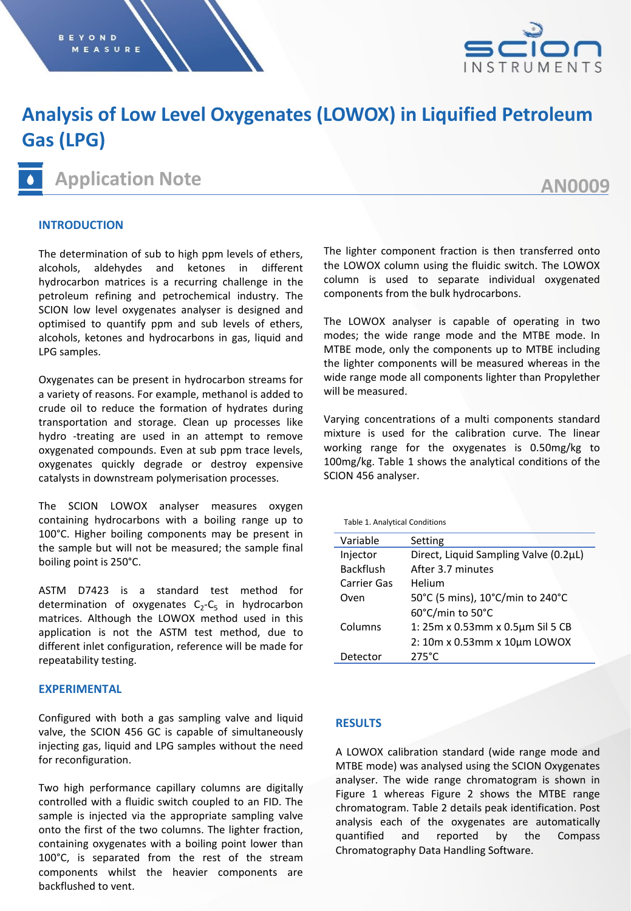# Analysis of Low Level Oxygenates (LOWOX) in Liquified Petroleum Gas (LPG)

## Application Note

AN0009

### INTRODUCTION

The determination of sub to high ppm levels of ethers, alcohols, aldehydes and ketones in different hydrocarbon matrices is a recurring challenge in the petroleum refining and petrochemical industry. The SCION low level oxygenates analyser is designed and optimised to quantify ppm and sub levels of ethers, alcohols, ketones and hydrocarbons in gas, liquid and LPG samples.

Oxygenates can be present in hydrocarbon streams for a variety of reasons. For example, methanol is added to crude oil to reduce the formation of hydrates during transportation and storage. Clean up processes like hydro -treating are used in an attempt to remove oxygenated compounds. Even at sub ppm trace levels, oxygenates quickly degrade or destroy expensive catalysts in downstream polymerisation processes.

The SCION LOWOX analyser measures oxygen containing hydrocarbons with a boiling range up to 100°C. Higher boiling components may be present in the sample but will not be measured; the sample final boiling point is 250°C.

ASTM D7423 is a standard test method for determination of oxygenates $C_2$-$C_5$ in hydrocarbon matrices. Although the LOWOX method used in this application is not the ASTM test method, due to different inlet configuration, reference will be made for repeatability testing.

### EXPERIMENTAL

Configured with both a gas sampling valve and liquid valve, the SCION 456 GC is capable of simultaneously injecting gas, liquid and LPG samples without the need for reconfiguration.

Two high performance capillary columns are digitally controlled with a fluidic switch coupled to an FID. The sample is injected via the appropriate sampling valve onto the first of the two columns. The lighter fraction, containing oxygenates with a boiling point lower than 100°C, is separated from the rest of the stream components whilst the heavier components are backflushed to vent.

The lighter component fraction is then transferred onto the LOWOX column using the fluidic switch. The LOWOX column is used to separate individual oxygenated components from the bulk hydrocarbons.

The LOWOX analyser is capable of operating in two modes; the wide range mode and the MTBE mode. In MTBE mode, only the components up to MTBE including the lighter components will be measured whereas in the wide range mode all components lighter than Propylether will be measured.

Varying concentrations of a multi components standard mixture is used for the calibration curve. The linear working range for the oxygenates is 0.50mg/kg to 100mg/kg. Table 1 shows the analytical conditions of the SCION 456 analyser.

Table 1. Analytical Conditions

| Variable | Setting |
|---|---|
| Injector | Direct, Liquid Sampling Valve (0.2µL) |
| Backflush | After 3.7 minutes |
| Carrier Gas | Helium |
| Oven | 50°C (5 mins), 10°C/min to 240°C<br>60°C/min to 50°C |
| Columns | 1: 25m x 0.53mm x 0.5µm Sil 5 CB<br>2: 10m x 0.53mm x 10µm LOWOX |
| Detector | 275°C |

### RESULTS

A LOWOX calibration standard (wide range mode and MTBE mode) was analysed using the SCION Oxygenates analyser. The wide range chromatogram is shown in Figure 1 whereas Figure 2 shows the MTBE range chromatogram. Table 2 details peak identification. Post analysis each of the oxygenates are automatically quantified and reported by the Compass Chromatography Data Handling Software.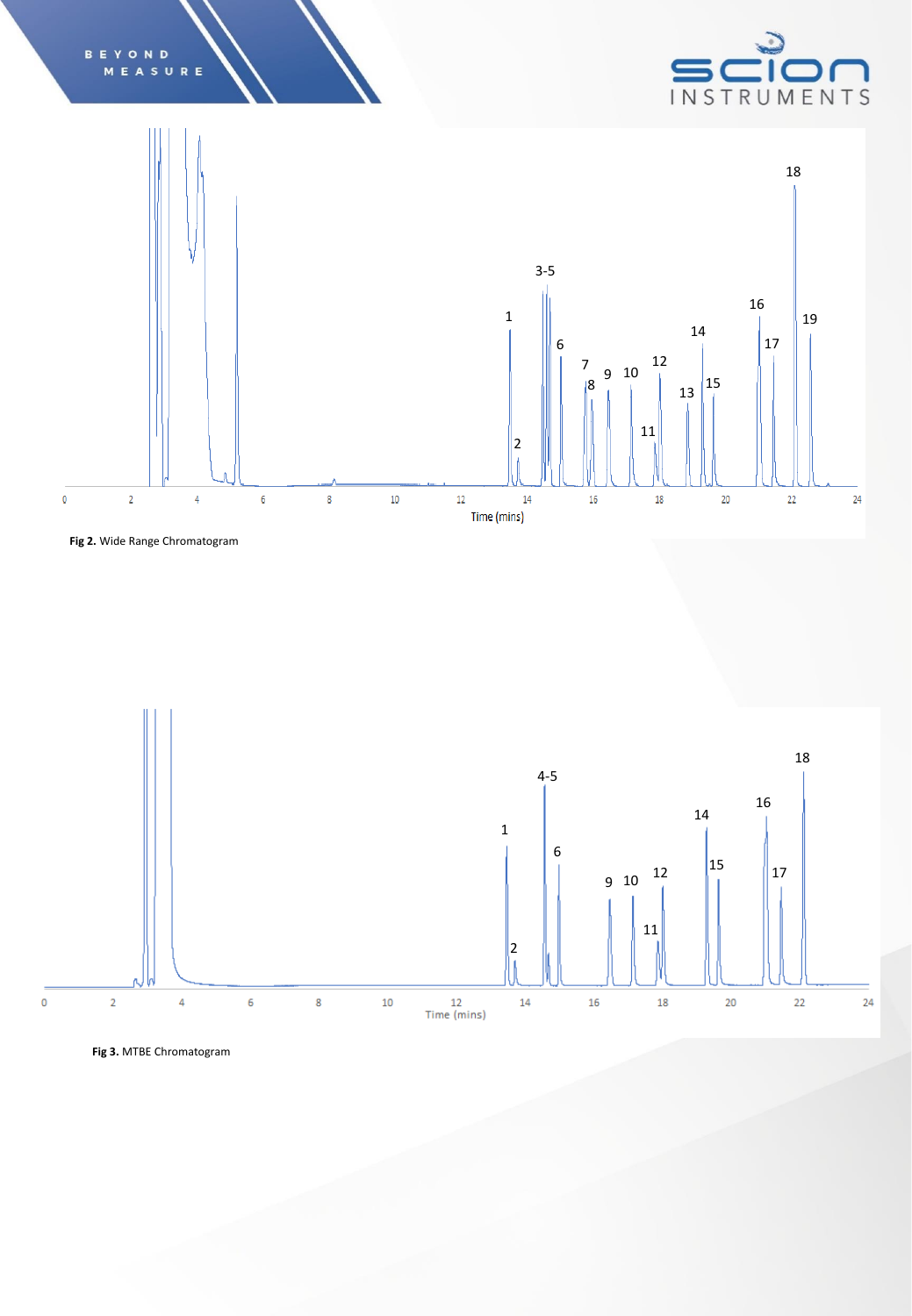**Fig 2.** Wide Range Chromatogram

**Fig 3.** MTBE Chromatogram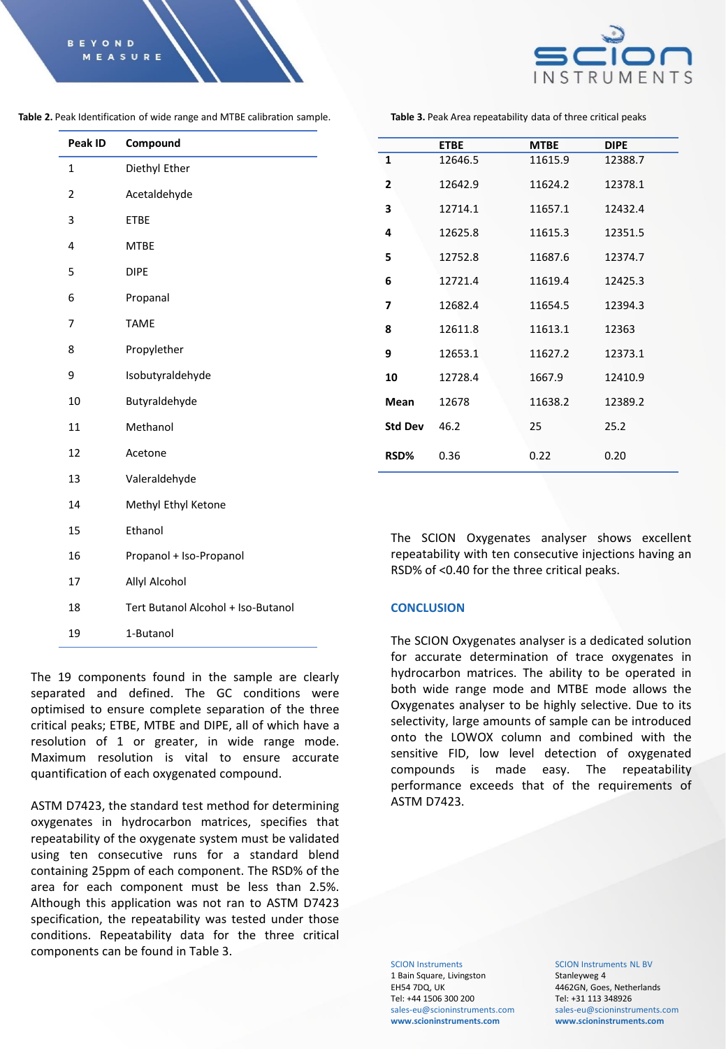**Table 2.** Peak Identification of wide range and MTBE calibration sample.

| Peak ID | Compound |
|---|---|
| 1 | Diethyl Ether |
| 2 | Acetaldehyde |
| 3 | ETBE |
| 4 | MTBE |
| 5 | DIPE |
| 6 | Propanal |
| 7 | TAME |
| 8 | Propylether |
| 9 | Isobutyraldehyde |
| 10 | Butyraldehyde |
| 11 | Methanol |
| 12 | Acetone |
| 13 | Valeraldehyde |
| 14 | Methyl Ethyl Ketone |
| 15 | Ethanol |
| 16 | Propanol + Iso-Propanol |
| 17 | Allyl Alcohol |
| 18 | Tert Butanol Alcohol + Iso-Butanol |
| 19 | 1-Butanol |

The 19 components found in the sample are clearly separated and defined. The GC conditions were optimised to ensure complete separation of the three critical peaks; ETBE, MTBE and DIPE, all of which have a resolution of 1 or greater, in wide range mode. Maximum resolution is vital to ensure accurate quantification of each oxygenated compound.

ASTM D7423, the standard test method for determining oxygenates in hydrocarbon matrices, specifies that repeatability of the oxygenate system must be validated using ten consecutive runs for a standard blend containing 25ppm of each component. The RSD% of the area for each component must be less than 2.5%. Although this application was not ran to ASTM D7423 specification, the repeatability was tested under those conditions. Repeatability data for the three critical components can be found in Table 3.

**Table 3.** Peak Area repeatability data of three critical peaks

| | ETBE | MTBE | DIPE |
|---|---|---|---|
| **1** | 12646.5 | 11615.9 | 12388.7 |
| **2** | 12642.9 | 11624.2 | 12378.1 |
| **3** | 12714.1 | 11657.1 | 12432.4 |
| **4** | 12625.8 | 11615.3 | 12351.5 |
| **5** | 12752.8 | 11687.6 | 12374.7 |
| **6** | 12721.4 | 11619.4 | 12425.3 |
| **7** | 12682.4 | 11654.5 | 12394.3 |
| **8** | 12611.8 | 11613.1 | 12363 |
| **9** | 12653.1 | 11627.2 | 12373.1 |
| **10** | 12728.4 | 1667.9 | 12410.9 |
| **Mean** | 12678 | 11638.2 | 12389.2 |
| **Std Dev** | 46.2 | 25 | 25.2 |
| **RSD%** | 0.36 | 0.22 | 0.20 |

The SCION Oxygenates analyser shows excellent repeatability with ten consecutive injections having an RSD% of <0.40 for the three critical peaks.

## CONCLUSION

The SCION Oxygenates analyser is a dedicated solution for accurate determination of trace oxygenates in hydrocarbon matrices. The ability to be operated in both wide range mode and MTBE mode allows the Oxygenates analyser to be highly selective. Due to its selectivity, large amounts of sample can be introduced onto the LOWOX column and combined with the sensitive FID, low level detection of oxygenated compounds is made easy. The repeatability performance exceeds that of the requirements of ASTM D7423.

SCION Instruments
1 Bain Square, Livingston
EH54 7DQ, UK
Tel: +44 1506 300 200
sales-eu@scioninstruments.com
**www.scioninstruments.com**

SCION Instruments NL BV
Stanleyweg 4
4462GN, Goes, Netherlands
Tel: +31 113 348926
sales-eu@scioninstruments.com
**www.scioninstruments.com**